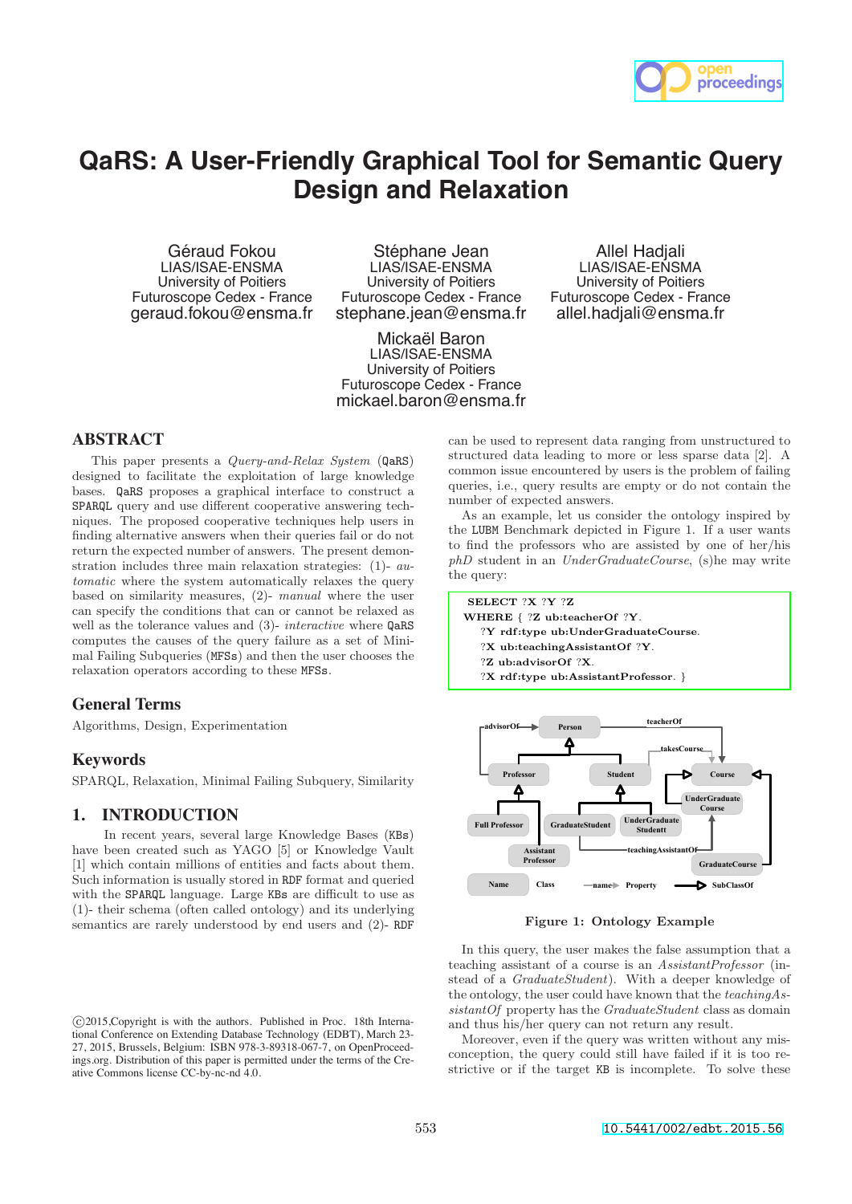# QaRS: A User-Friendly Graphical Tool for Semantic Query Design and Relaxation

Géraud Fokou
LIAS/ISAE-ENSMA
University of Poitiers
Futuroscope Cedex - France
geraud.fokou@ensma.fr

Stéphane Jean
LIAS/ISAE-ENSMA
University of Poitiers
Futuroscope Cedex - France
stephane.jean@ensma.fr

Allel Hadjali
LIAS/ISAE-ENSMA
University of Poitiers
Futuroscope Cedex - France
allel.hadjali@ensma.fr

Mickaël Baron
LIAS/ISAE-ENSMA
University of Poitiers
Futuroscope Cedex - France
mickael.baron@ensma.fr

## ABSTRACT

This paper presents a *Query-and-Relax System* (QaRS) designed to facilitate the exploitation of large knowledge bases. QaRS proposes a graphical interface to construct a SPARQL query and use different cooperative answering techniques. The proposed cooperative techniques help users in finding alternative answers when their queries fail or do not return the expected number of answers. The present demonstration includes three main relaxation strategies: (1)- *automatic* where the system automatically relaxes the query based on similarity measures, (2)- *manual* where the user can specify the conditions that can or cannot be relaxed as well as the tolerance values and (3)- *interactive* where QaRS computes the causes of the query failure as a set of Minimal Failing Subqueries (MFSs) and then the user chooses the relaxation operators according to these MFSs.

## General Terms

Algorithms, Design, Experimentation

## Keywords

SPARQL, Relaxation, Minimal Failing Subquery, Similarity

## 1. INTRODUCTION

In recent years, several large Knowledge Bases (KBs) have been created such as YAGO [5] or Knowledge Vault [1] which contain millions of entities and facts about them. Such information is usually stored in RDF format and queried with the SPARQL language. Large KBs are difficult to use as (1)- their schema (often called ontology) and its underlying semantics are rarely understood by end users and (2)- RDF can be used to represent data ranging from unstructured to structured data leading to more or less sparse data [2]. A common issue encountered by users is the problem of failing queries, i.e., query results are empty or do not contain the number of expected answers.

As an example, let us consider the ontology inspired by the LUMB Benchmark depicted in Figure 1. If a user wants to find the professors who are assisted by one of her/his *phD* student in an *UnderGraduateCourse*, (s)he may write the query:

```
SELECT ?X ?Y ?Z
WHERE { ?Z ub:teacherOf ?Y.
  ?Y rdf:type ub:UnderGraduateCourse.
  ?X ub:teachingAssistantOf ?Y.
  ?Z ub:advisorOf ?X.
  ?X rdf:type ub:AssistantProfessor. }
```

Figure 1: Ontology Example

In this query, the user makes the false assumption that a teaching assistant of a course is an *AssistantProfessor* (instead of a *GraduateStudent*). With a deeper knowledge of the ontology, the user could have known that the *teachingAssistantOf* property has the *GraduateStudent* class as domain and thus his/her query can not return any result.

Moreover, even if the query was written without any misconception, the query could still have failed if it is too restrictive or if the target KB is incomplete. To solve these

©2015,Copyright is with the authors. Published in Proc. 18th International Conference on Extending Database Technology (EDBT), March 23-27, 2015, Brussels, Belgium: ISBN 978-3-89318-067-7, on OpenProceedings.org. Distribution of this paper is permitted under the terms of the Creative Commons license CC-by-nc-nd 4.0.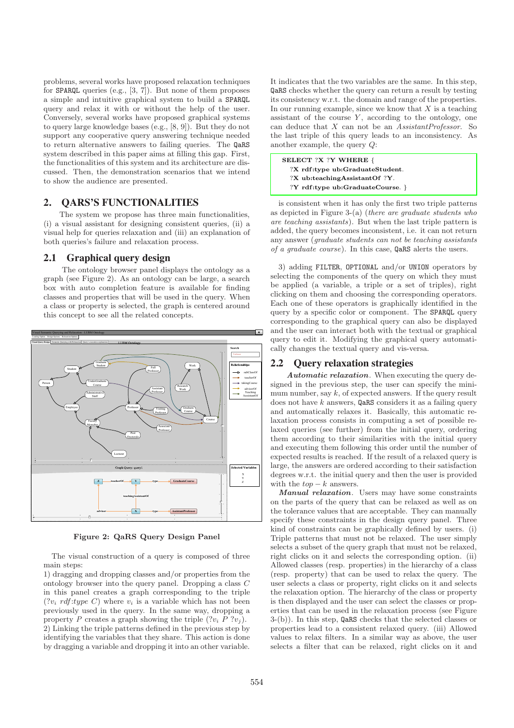problems, several works have proposed relaxation techniques for SPARQL queries (e.g., [3, 7]). But none of them proposes a simple and intuitive graphical system to build a SPARQL query and relax it with or without the help of the user. Conversely, several works have proposed graphical systems to query large knowledge bases (e.g., [8, 9]). But they do not support any cooperative query answering technique needed to return alternative answers to failing queries. The QaRS system described in this paper aims at filling this gap. First, the functionalities of this system and its architecture are discussed. Then, the demonstration scenarios that we intend to show the audience are presented.

## 2. QARS'S FUNCTIONALITIES

The system we propose has three main functionalities, (i) a visual assistant for designing consistent queries, (ii) a visual help for queries relaxation and (iii) an explanation of both queries's failure and relaxation process.

### 2.1 Graphical query design

The ontology browser panel displays the ontology as a graph (see Figure 2). As an ontology can be large, a search box with auto completion feature is available for finding classes and properties that will be used in the query. When a class or property is selected, the graph is centered around this concept to see all the related concepts.

Figure 2: QaRS Query Design Panel

The visual construction of a query is composed of three main steps:

1) dragging and dropping classes and/or properties from the ontology browser into the query panel. Dropping a class $C$ in this panel creates a graph corresponding to the triple $(?v_i\ rdf{:}type\ C)$ where $v_i$ is a variable which has not been previously used in the query. In the same way, dropping a property $P$ creates a graph showing the triple $(?v_i\ P\ ?v_j)$.

2) Linking the triple patterns defined in the previous step by identifying the variables that they share. This action is done by dragging a variable and dropping it into an other variable. It indicates that the two variables are the same. In this step, QaRS checks whether the query can return a result by testing its consistency w.r.t. the domain and range of the properties. In our running example, since we know that $X$ is a teaching assistant of the course $Y$, according to the ontology, one can deduce that $X$ can not be an *AssistantProfessor*. So the last triple of this query leads to an inconsistency. As another example, the query $Q$:

```
SELECT ?X ?Y WHERE {
  ?X rdf:type ub:GraduateStudent.
  ?X ub:teachingAssistantOf ?Y.
  ?Y rdf:type ub:GraduateCourse. }
```

is consistent when it has only the first two triple patterns as depicted in Figure 3-(a) (*there are graduate students who are teaching assistants*). But when the last triple pattern is added, the query becomes inconsistent, i.e. it can not return any answer (*graduate students can not be teaching assistants of a graduate course*). In this case, QaRS alerts the users.

3) adding FILTER, OPTIONAL and/or UNION operators by selecting the components of the query on which they must be applied (a variable, a triple or a set of triples), right clicking on them and choosing the corresponding operators. Each one of these operators is graphically identified in the query by a specific color or component. The SPARQL query corresponding to the graphical query can also be displayed and the user can interact both with the textual or graphical query to edit it. Modifying the graphical query automatically changes the textual query and vis-versa.

### 2.2 Query relaxation strategies

***Automatic relaxation***. When executing the query designed in the previous step, the user can specify the minimum number, say $k$, of expected answers. If the query result does not have $k$ answers, QaRS considers it as a failing query and automatically relaxes it. Basically, this automatic relaxation process consists in computing a set of possible relaxed queries (see further) from the initial query, ordering them according to their similarities with the initial query and executing them following this order until the number of expected results is reached. If the result of a relaxed query is large, the answers are ordered according to their satisfaction degrees w.r.t. the initial query and then the user is provided with the $top - k$ answers.

***Manual relaxation***. Users may have some constraints on the parts of the query that can be relaxed as well as on the tolerance values that are acceptable. They can manually specify these constraints in the design query panel. Three kind of constraints can be graphically defined by users. (i) Triple patterns that must not be relaxed. The user simply selects a subset of the query graph that must not be relaxed, right clicks on it and selects the corresponding option. (ii) Allowed classes (resp. properties) in the hierarchy of a class (resp. property) that can be used to relax the query. The user selects a class or property, right clicks on it and selects the relaxation option. The hierarchy of the class or property is then displayed and the user can select the classes or properties that can be used in the relaxation process (see Figure 3-(b)). In this step, QaRS checks that the selected classes or properties lead to a consistent relaxed query. (iii) Allowed values to relax filters. In a similar way as above, the user selects a filter that can be relaxed, right clicks on it and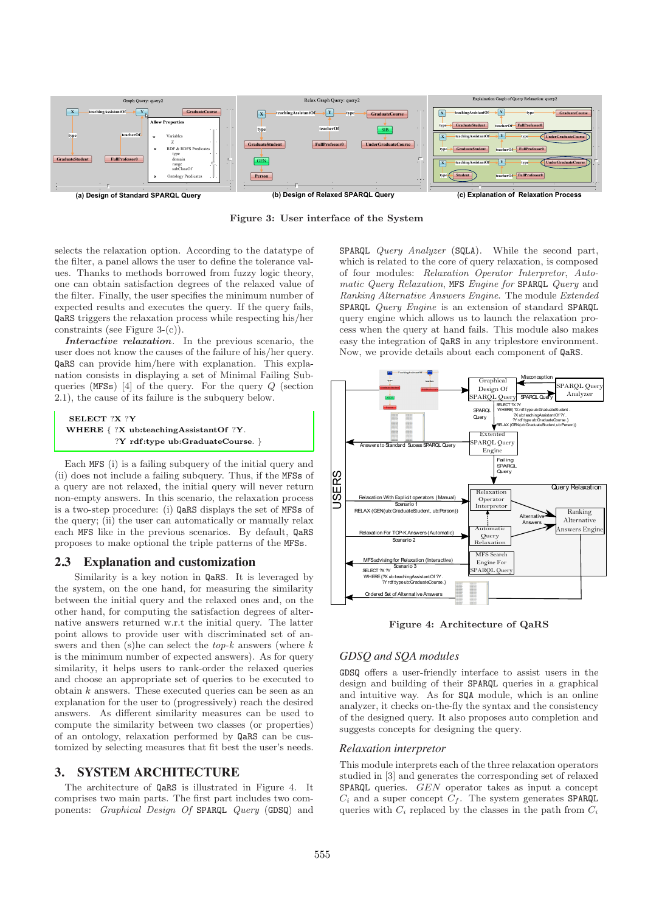(a) Design of Standard SPARQL Query (b) Design of Relaxed SPARQL Query (c) Explanation of Relaxation Process

**Figure 3: User interface of the System**

selects the relaxation option. According to the datatype of the filter, a panel allows the user to define the tolerance values. Thanks to methods borrowed from fuzzy logic theory, one can obtain satisfaction degrees of the relaxed value of the filter. Finally, the user specifies the minimum number of expected results and executes the query. If the query fails, QaRS triggers the relaxation process while respecting his/her constraints (see Figure 3-(c)).

***Interactive relaxation***. In the previous scenario, the user does not know the causes of the failure of his/her query. QaRS can provide him/here with explanation. This explanation consists in displaying a set of Minimal Failing Subqueries (MFSs) [4] of the query. For the query $Q$ (section 2.1), the cause of its failure is the subquery below.

```
SELECT ?X ?Y
WHERE { ?X ub:teachingAssistantOf ?Y.
        ?Y rdf:type ub:GraduateCourse. }
```

Each MFS (i) is a failing subquery of the initial query and (ii) does not include a failing subquery. Thus, if the MFSs of a query are not relaxed, the initial query will never return non-empty answers. In this scenario, the relaxation process is a two-step procedure: (i) QaRS displays the set of MFSs of the query; (ii) the user can automatically or manually relax each MFS like in the previous scenarios. By default, QaRS proposes to make optional the triple patterns of the MFSs.

## 2.3 Explanation and customization

Similarity is a key notion in QaRS. It is leveraged by the system, on the one hand, for measuring the similarity between the initial query and the relaxed ones and, on the other hand, for computing the satisfaction degrees of alternative answers returned w.r.t the initial query. The latter point allows to provide user with discriminated set of answers and then (s)he can select the *top-k* answers (where $k$ is the minimum number of expected answers). As for query similarity, it helps users to rank-order the relaxed queries and choose an appropriate set of queries to be executed to obtain $k$ answers. These executed queries can be seen as an explanation for the user to (progressively) reach the desired answers. As different similarity measures can be used to compute the similarity between two classes (or properties) of an ontology, relaxation performed by QaRS can be customized by selecting measures that fit best the user's needs.

# 3. SYSTEM ARCHITECTURE

The architecture of QaRS is illustrated in Figure 4. It comprises two main parts. The first part includes two components: *Graphical Design Of* SPARQL *Query* (GDSQ) and SPARQL *Query Analyzer* (SQLA). While the second part, which is related to the core of query relaxation, is composed of four modules: *Relaxation Operator Interpretor*, *Automatic Query Relaxation*, MFS *Engine for* SPARQL *Query* and *Ranking Alternative Answers Engine*. The module *Extended* SPARQL *Query Engine* is an extension of standard SPARQL query engine which allows us to launch the relaxation process when the query at hand fails. This module also makes easy the integration of QaRS in any triplestore environment. Now, we provide details about each component of QaRS.

**Figure 4: Architecture of QaRS**

## *GDSQ and SQA modules*

GDSQ offers a user-friendly interface to assist users in the design and building of their SPARQL queries in a graphical and intuitive way. As for SQA module, which is an online analyzer, it checks on-the-fly the syntax and the consistency of the designed query. It also proposes auto completion and suggests concepts for designing the query.

## *Relaxation interpretor*

This module interprets each of the three relaxation operators studied in [3] and generates the corresponding set of relaxed SPARQL queries. *GEN* operator takes as input a concept $C_i$ and a super concept $C_f$. The system generates SPARQL queries with $C_i$ replaced by the classes in the path from $C_i$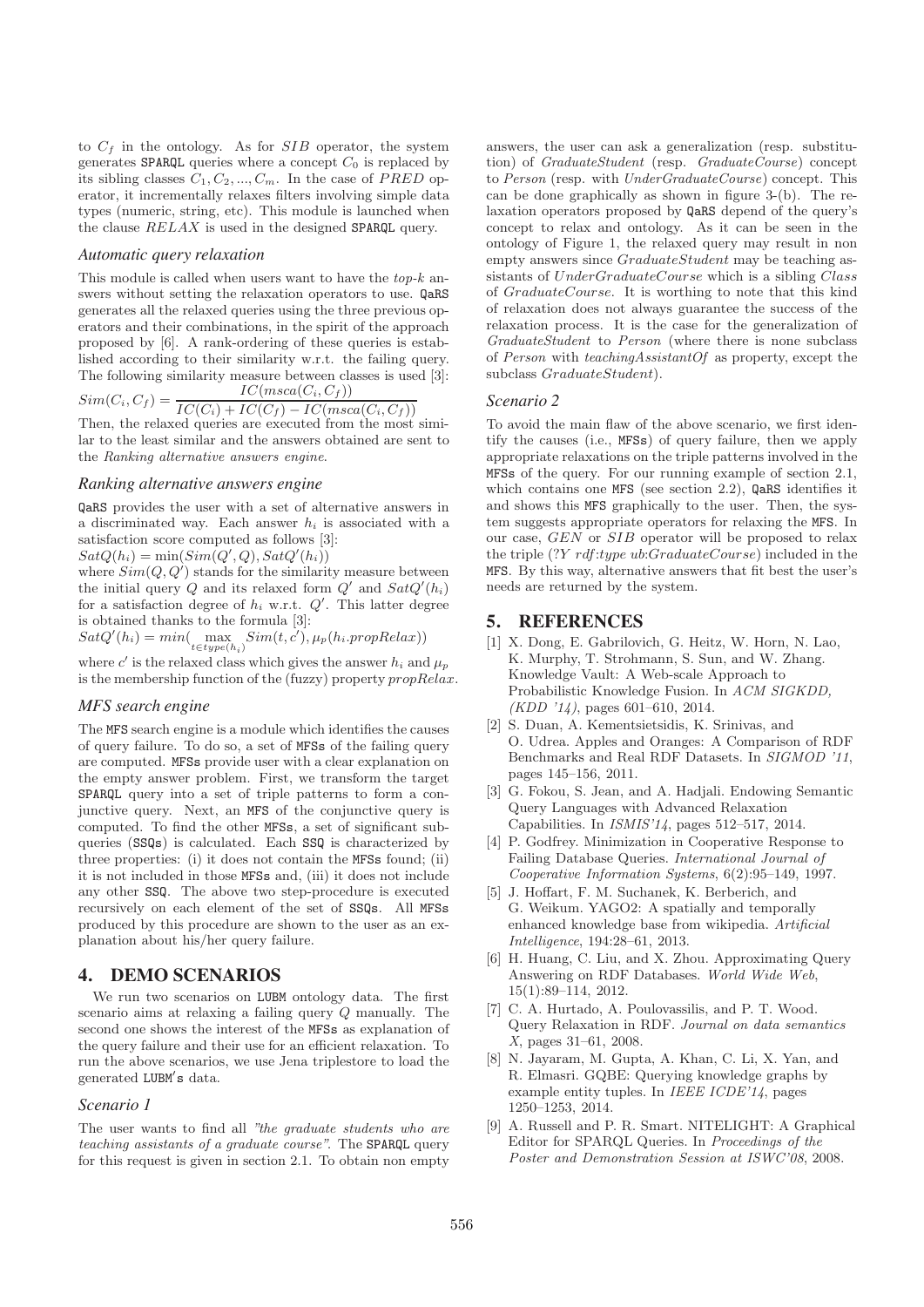to $C_f$ in the ontology. As for $SIB$ operator, the system generates SPARQL queries where a concept $C_0$ is replaced by its sibling classes $C_1, C_2, ..., C_m$. In the case of $PRED$ operator, it incrementally relaxes filters involving simple data types (numeric, string, etc). This module is launched when the clause $RELAX$ is used in the designed SPARQL query.

### Automatic query relaxation

This module is called when users want to have the *top-k* answers without setting the relaxation operators to use. QaRS generates all the relaxed queries using the three previous operators and their combinations, in the spirit of the approach proposed by [6]. A rank-ordering of these queries is established according to their similarity w.r.t. the failing query. The following similarity measure between classes is used [3]:

$$Sim(C_i, C_f) = \frac{IC(msca(C_i, C_f))}{IC(C_i) + IC(C_f) - IC(msca(C_i, C_f))}$$

Then, the relaxed queries are executed from the most similar to the least similar and the answers obtained are sent to the *Ranking alternative answers engine*.

### Ranking alternative answers engine

QaRS provides the user with a set of alternative answers in a discriminated way. Each answer $h_i$ is associated with a satisfaction score computed as follows [3]:

$SatQ(h_i) = \min(Sim(Q', Q), SatQ'(h_i))$

where $Sim(Q, Q')$ stands for the similarity measure between the initial query $Q$ and its relaxed form $Q'$ and $SatQ'(h_i)$ for a satisfaction degree of $h_i$ w.r.t. $Q'$. This latter degree is obtained thanks to the formula [3]:

$SatQ'(h_i) = min(\max_{t \in type(h_i)} Sim(t, c'), \mu_p(h_i.propRelax))$

where $c'$ is the relaxed class which gives the answer $h_i$ and $\mu_p$ is the membership function of the (fuzzy) property $propRelax$.

### MFS search engine

The MFS search engine is a module which identifies the causes of query failure. To do so, a set of MFSs of the failing query are computed. MFSs provide user with a clear explanation on the empty answer problem. First, we transform the target SPARQL query into a set of triple patterns to form a conjunctive query. Next, an MFS of the conjunctive query is computed. To find the other MFSs, a set of significant subqueries (SSQs) is calculated. Each SSQ is characterized by three properties: (i) it does not contain the MFSs found; (ii) it is not included in those MFSs and, (iii) it does not include any other SSQ. The above two step-procedure is executed recursively on each element of the set of SSQs. All MFSs produced by this procedure are shown to the user as an explanation about his/her query failure.

## 4. DEMO SCENARIOS

We run two scenarios on LUBM ontology data. The first scenario aims at relaxing a failing query $Q$ manually. The second one shows the interest of the MFSs as explanation of the query failure and their use for an efficient relaxation. To run the above scenarios, we use Jena triplestore to load the generated LUBM's data.

### Scenario 1

The user wants to find all *"the graduate students who are teaching assistants of a graduate course"*. The SPARQL query for this request is given in section 2.1. To obtain non empty answers, the user can ask a generalization (resp. substitution) of *GraduateStudent* (resp. *GraduateCourse*) concept to *Person* (resp. with *UnderGraduateCourse*) concept. This can be done graphically as shown in figure 3-(b). The relaxation operators proposed by QaRS depend of the query's concept to relax and ontology. As it can be seen in the ontology of Figure 1, the relaxed query may result in non empty answers since *GraduateStudent* may be teaching assistants of *UnderGraduateCourse* which is a sibling *Class* of *GraduateCourse*. It is worthing to note that this kind of relaxation does not always guarantee the success of the relaxation process. It is the case for the generalization of *GraduateStudent* to *Person* (where there is none subclass of *Person* with *teachingAssistantOf* as property, except the subclass *GraduateStudent*).

### Scenario 2

To avoid the main flaw of the above scenario, we first identify the causes (i.e., MFSs) of query failure, then we apply appropriate relaxations on the triple patterns involved in the MFSs of the query. For our running example of section 2.1, which contains one MFS (see section 2.2), QaRS identifies it and shows this MFS graphically to the user. Then, the system suggests appropriate operators for relaxing the MFS. In our case, $GEN$ or $SIB$ operator will be proposed to relax the triple (*?Y rdf:type ub:GraduateCourse*) included in the MFS. By this way, alternative answers that fit best the user's needs are returned by the system.

## 5. REFERENCES

[1] X. Dong, E. Gabrilovich, G. Heitz, W. Horn, N. Lao, K. Murphy, T. Strohmann, S. Sun, and W. Zhang. Knowledge Vault: A Web-scale Approach to Probabilistic Knowledge Fusion. In *ACM SIGKDD, (KDD '14)*, pages 601–610, 2014.

[2] S. Duan, A. Kementsietsidis, K. Srinivas, and O. Udrea. Apples and Oranges: A Comparison of RDF Benchmarks and Real RDF Datasets. In *SIGMOD '11*, pages 145–156, 2011.

[3] G. Fokou, S. Jean, and A. Hadjali. Endowing Semantic Query Languages with Advanced Relaxation Capabilities. In *ISMIS'14*, pages 512–517, 2014.

[4] P. Godfrey. Minimization in Cooperative Response to Failing Database Queries. *International Journal of Cooperative Information Systems*, 6(2):95–149, 1997.

[5] J. Hoffart, F. M. Suchanek, K. Berberich, and G. Weikum. YAGO2: A spatially and temporally enhanced knowledge base from wikipedia. *Artificial Intelligence*, 194:28–61, 2013.

[6] H. Huang, C. Liu, and X. Zhou. Approximating Query Answering on RDF Databases. *World Wide Web*, 15(1):89–114, 2012.

[7] C. A. Hurtado, A. Poulovassilis, and P. T. Wood. Query Relaxation in RDF. *Journal on data semantics X*, pages 31–61, 2008.

[8] N. Jayaram, M. Gupta, A. Khan, C. Li, X. Yan, and R. Elmasri. GQBE: Querying knowledge graphs by example entity tuples. In *IEEE ICDE'14*, pages 1250–1253, 2014.

[9] A. Russell and P. R. Smart. NITELIGHT: A Graphical Editor for SPARQL Queries. In *Proceedings of the Poster and Demonstration Session at ISWC'08*, 2008.